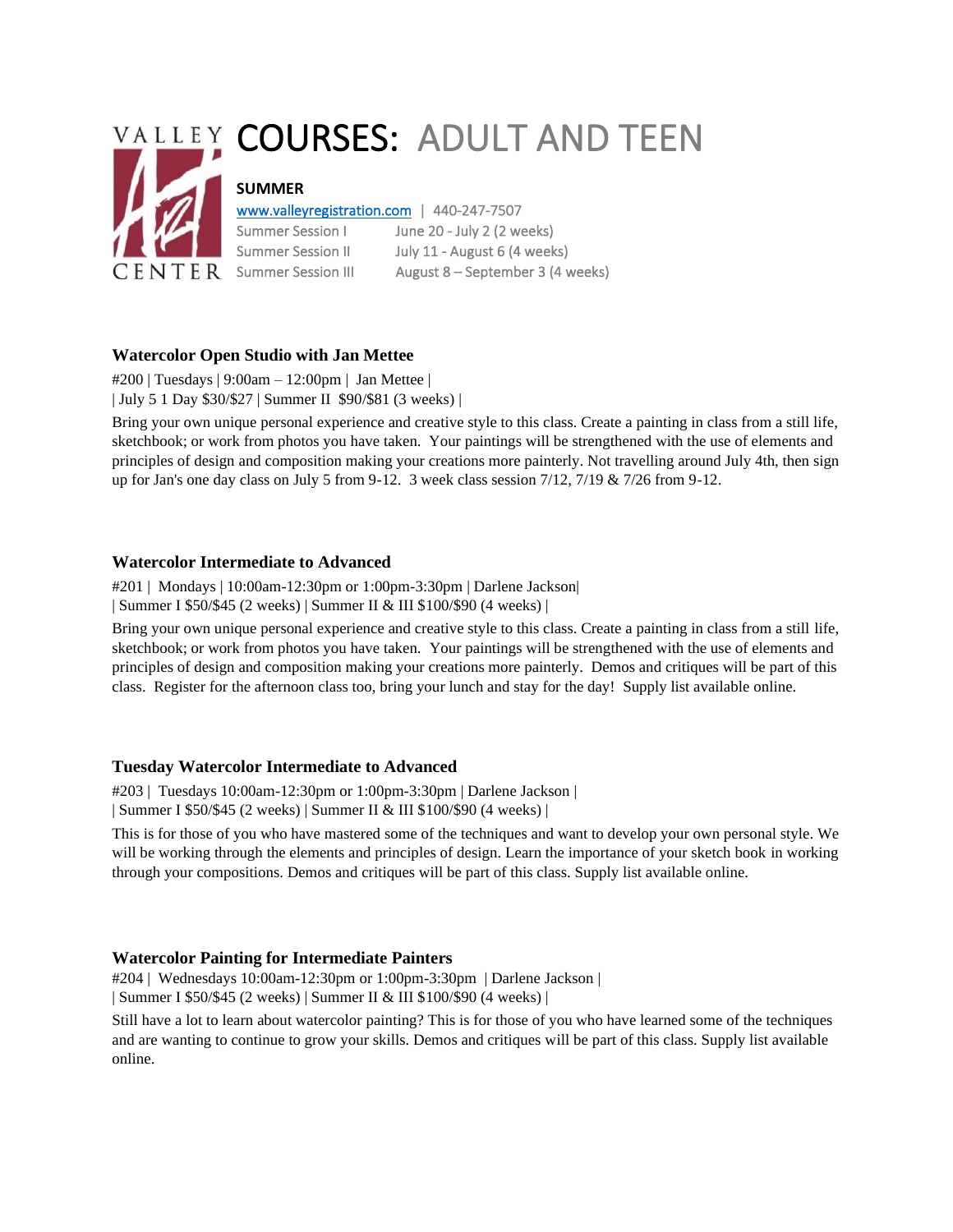# COURSES: ADULT AND TEEN

**SUMMER**

www.valleyregistration.com | 440-247-7507

| | |
|---|---|
| Summer Session I | June 20 - July 2 (2 weeks) |
| Summer Session II | July 11 - August 6 (4 weeks) |
| Summer Session III | August 8 – September 3 (4 weeks) |

### Watercolor Open Studio with Jan Mettee

#200 | Tuesdays | 9:00am – 12:00pm | Jan Mettee |
| July 5 1 Day $30/$27 | Summer II $90/$81 (3 weeks) |

Bring your own unique personal experience and creative style to this class. Create a painting in class from a still life, sketchbook; or work from photos you have taken. Your paintings will be strengthened with the use of elements and principles of design and composition making your creations more painterly. Not travelling around July 4th, then sign up for Jan's one day class on July 5 from 9-12. 3 week class session 7/12, 7/19 & 7/26 from 9-12.

### Watercolor Intermediate to Advanced

#201 | Mondays | 10:00am-12:30pm or 1:00pm-3:30pm | Darlene Jackson|
| Summer I $50/$45 (2 weeks) | Summer II & III $100/$90 (4 weeks) |

Bring your own unique personal experience and creative style to this class. Create a painting in class from a still life, sketchbook; or work from photos you have taken. Your paintings will be strengthened with the use of elements and principles of design and composition making your creations more painterly. Demos and critiques will be part of this class. Register for the afternoon class too, bring your lunch and stay for the day! Supply list available online.

### Tuesday Watercolor Intermediate to Advanced

#203 | Tuesdays 10:00am-12:30pm or 1:00pm-3:30pm | Darlene Jackson |
| Summer I $50/$45 (2 weeks) | Summer II & III $100/$90 (4 weeks) |

This is for those of you who have mastered some of the techniques and want to develop your own personal style. We will be working through the elements and principles of design. Learn the importance of your sketch book in working through your compositions. Demos and critiques will be part of this class. Supply list available online.

### Watercolor Painting for Intermediate Painters

#204 | Wednesdays 10:00am-12:30pm or 1:00pm-3:30pm | Darlene Jackson |
| Summer I $50/$45 (2 weeks) | Summer II & III $100/$90 (4 weeks) |

Still have a lot to learn about watercolor painting? This is for those of you who have learned some of the techniques and are wanting to continue to grow your skills. Demos and critiques will be part of this class. Supply list available online.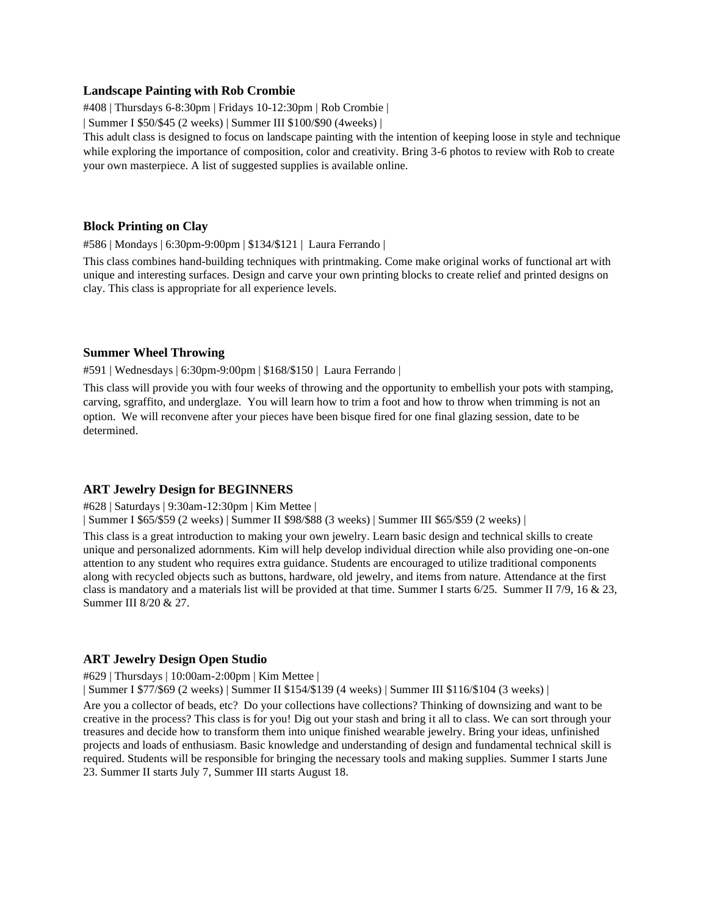### Landscape Painting with Rob Crombie

#408 | Thursdays 6-8:30pm | Fridays 10-12:30pm | Rob Crombie |
| Summer I $50/$45 (2 weeks) | Summer III $100/$90 (4weeks) |

This adult class is designed to focus on landscape painting with the intention of keeping loose in style and technique while exploring the importance of composition, color and creativity. Bring 3-6 photos to review with Rob to create your own masterpiece. A list of suggested supplies is available online.

### Block Printing on Clay

#586 | Mondays | 6:30pm-9:00pm | $134/$121 | Laura Ferrando |

This class combines hand-building techniques with printmaking. Come make original works of functional art with unique and interesting surfaces. Design and carve your own printing blocks to create relief and printed designs on clay. This class is appropriate for all experience levels.

### Summer Wheel Throwing

#591 | Wednesdays | 6:30pm-9:00pm | $168/$150 | Laura Ferrando |

This class will provide you with four weeks of throwing and the opportunity to embellish your pots with stamping, carving, sgraffito, and underglaze. You will learn how to trim a foot and how to throw when trimming is not an option. We will reconvene after your pieces have been bisque fired for one final glazing session, date to be determined.

### ART Jewelry Design for BEGINNERS

#628 | Saturdays | 9:30am-12:30pm | Kim Mettee |
| Summer I $65/$59 (2 weeks) | Summer II $98/$88 (3 weeks) | Summer III $65/$59 (2 weeks) |

This class is a great introduction to making your own jewelry. Learn basic design and technical skills to create unique and personalized adornments. Kim will help develop individual direction while also providing one-on-one attention to any student who requires extra guidance. Students are encouraged to utilize traditional components along with recycled objects such as buttons, hardware, old jewelry, and items from nature. Attendance at the first class is mandatory and a materials list will be provided at that time. Summer I starts 6/25. Summer II 7/9, 16 & 23, Summer III 8/20 & 27.

### ART Jewelry Design Open Studio

#629 | Thursdays | 10:00am-2:00pm | Kim Mettee |
| Summer I $77/$69 (2 weeks) | Summer II $154/$139 (4 weeks) | Summer III $116/$104 (3 weeks) |

Are you a collector of beads, etc? Do your collections have collections? Thinking of downsizing and want to be creative in the process? This class is for you! Dig out your stash and bring it all to class. We can sort through your treasures and decide how to transform them into unique finished wearable jewelry. Bring your ideas, unfinished projects and loads of enthusiasm. Basic knowledge and understanding of design and fundamental technical skill is required. Students will be responsible for bringing the necessary tools and making supplies. Summer I starts June 23. Summer II starts July 7, Summer III starts August 18.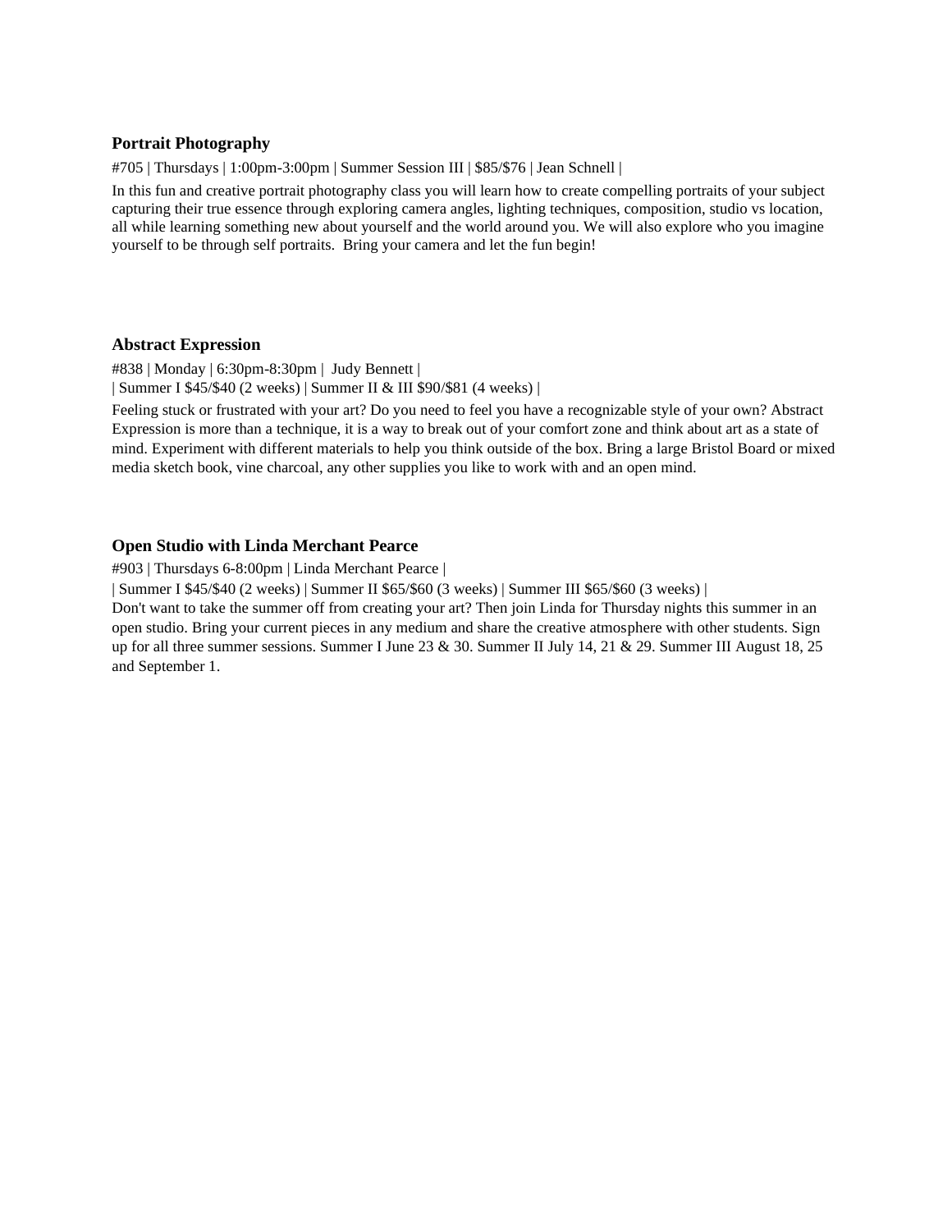### Portrait Photography

#705 | Thursdays | 1:00pm-3:00pm | Summer Session III | $85/$76 | Jean Schnell |

In this fun and creative portrait photography class you will learn how to create compelling portraits of your subject capturing their true essence through exploring camera angles, lighting techniques, composition, studio vs location, all while learning something new about yourself and the world around you. We will also explore who you imagine yourself to be through self portraits. Bring your camera and let the fun begin!

### Abstract Expression

#838 | Monday | 6:30pm-8:30pm | Judy Bennett |

| Summer I $45/$40 (2 weeks) | Summer II & III $90/$81 (4 weeks) |

Feeling stuck or frustrated with your art? Do you need to feel you have a recognizable style of your own? Abstract Expression is more than a technique, it is a way to break out of your comfort zone and think about art as a state of mind. Experiment with different materials to help you think outside of the box. Bring a large Bristol Board or mixed media sketch book, vine charcoal, any other supplies you like to work with and an open mind.

### Open Studio with Linda Merchant Pearce

#903 | Thursdays 6-8:00pm | Linda Merchant Pearce |

| Summer I $45/$40 (2 weeks) | Summer II $65/$60 (3 weeks) | Summer III $65/$60 (3 weeks) |

Don't want to take the summer off from creating your art? Then join Linda for Thursday nights this summer in an open studio. Bring your current pieces in any medium and share the creative atmosphere with other students. Sign up for all three summer sessions. Summer I June 23 & 30. Summer II July 14, 21 & 29. Summer III August 18, 25 and September 1.